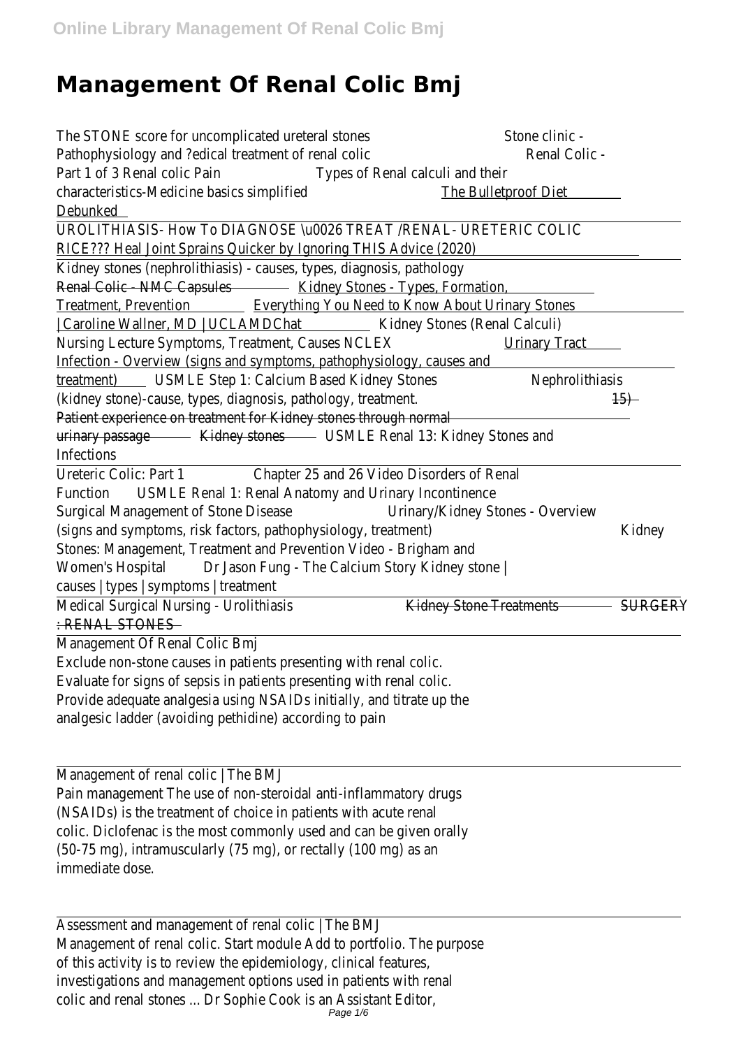# Management Of Renal Colic Bmj

The STONE score for uncomplicated ureteral stones Stone clinic - Pathophysiology and ?edical treatment of renal colic Renal Colic - Part 1 of 3 Renal colic Pain Types of Renal calculi and their characteristics-Medicine basics simplified The Bulletproof Diet Debunked

UROLITHIASIS- How To DIAGNOSE \u0026 TREAT /RENAL- URETERIC COLIC RICE??? Heal Joint Sprains Quicker by Ignoring THIS Advice (2020)

Kidney stones (nephrolithiasis) - causes, types, diagnosis, pathology Renal Colic - NMC Capsules Kidney Stones - Types, Formation, Treatment, Prevention Everything You Need to Know About Urinary Stones | Caroline Wallner, MD | UCLAMDChat Kidney Stones (Renal Calculi) Nursing Lecture Symptoms, Treatment, Causes NCLEX Urinary Tract Infection - Overview (signs and symptoms, pathophysiology, causes and treatment) USMLE Step 1: Calcium Based Kidney Stones Nephrolithiasis (kidney stone)-cause, types, diagnosis, pathology, treatment. 15) Patient experience on treatment for Kidney stones through normal urinary passage Kidney stones USMLE Renal 13: Kidney Stones and Infections

Ureteric Colic: Part 1 Chapter 25 and 26 Video Disorders of Renal Function USMLE Renal 1: Renal Anatomy and Urinary Incontinence Surgical Management of Stone Disease Urinary/Kidney Stones - Overview (signs and symptoms, risk factors, pathophysiology, treatment) Kidney Stones: Management, Treatment and Prevention Video - Brigham and Women's Hospital Dr Jason Fung - The Calcium Story Kidney stone | causes | types | symptoms | treatment

Medical Surgical Nursing - Urolithiasis Kidney Stone Treatments SURGERY : RENAL STONES

Management Of Renal Colic Bmj

Exclude non-stone causes in patients presenting with renal colic. Evaluate for signs of sepsis in patients presenting with renal colic. Provide adequate analgesia using NSAIDs initially, and titrate up the analgesic ladder (avoiding pethidine) according to pain

Management of renal colic | The BMJ

Pain management The use of non-steroidal anti-inflammatory drugs (NSAIDs) is the treatment of choice in patients with acute renal colic. Diclofenac is the most commonly used and can be given orally (50-75 mg), intramuscularly (75 mg), or rectally (100 mg) as an immediate dose.

Assessment and management of renal colic | The BMJ

Management of renal colic. Start module Add to portfolio. The purpose of this activity is to review the epidemiology, clinical features, investigations and management options used in patients with renal colic and renal stones ... Dr Sophie Cook is an Assistant Editor,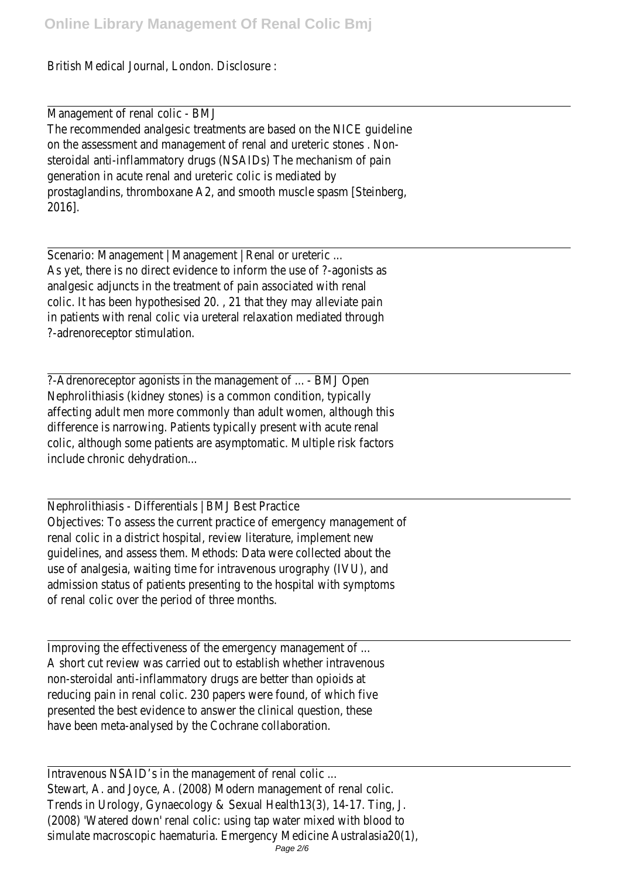British Medical Journal, London. Disclosure :

Management of renal colic - BMJ
The recommended analgesic treatments are based on the NICE guideline on the assessment and management of renal and ureteric stones . Non-steroidal anti-inflammatory drugs (NSAIDs) The mechanism of pain generation in acute renal and ureteric colic is mediated by prostaglandins, thromboxane A2, and smooth muscle spasm [Steinberg, 2016].

Scenario: Management | Management | Renal or ureteric ...
As yet, there is no direct evidence to inform the use of ?-agonists as analgesic adjuncts in the treatment of pain associated with renal colic. It has been hypothesised 20. , 21 that they may alleviate pain in patients with renal colic via ureteral relaxation mediated through ?-adrenoreceptor stimulation.

?-Adrenoreceptor agonists in the management of ... - BMJ Open
Nephrolithiasis (kidney stones) is a common condition, typically affecting adult men more commonly than adult women, although this difference is narrowing. Patients typically present with acute renal colic, although some patients are asymptomatic. Multiple risk factors include chronic dehydration...

Nephrolithiasis - Differentials | BMJ Best Practice
Objectives: To assess the current practice of emergency management of renal colic in a district hospital, review literature, implement new guidelines, and assess them. Methods: Data were collected about the use of analgesia, waiting time for intravenous urography (IVU), and admission status of patients presenting to the hospital with symptoms of renal colic over the period of three months.

Improving the effectiveness of the emergency management of ...
A short cut review was carried out to establish whether intravenous non-steroidal anti-inflammatory drugs are better than opioids at reducing pain in renal colic. 230 papers were found, of which five presented the best evidence to answer the clinical question, these have been meta-analysed by the Cochrane collaboration.

Intravenous NSAID's in the management of renal colic ...
Stewart, A. and Joyce, A. (2008) Modern management of renal colic. Trends in Urology, Gynaecology & Sexual Health13(3), 14-17. Ting, J. (2008) 'Watered down' renal colic: using tap water mixed with blood to simulate macroscopic haematuria. Emergency Medicine Australasia20(1),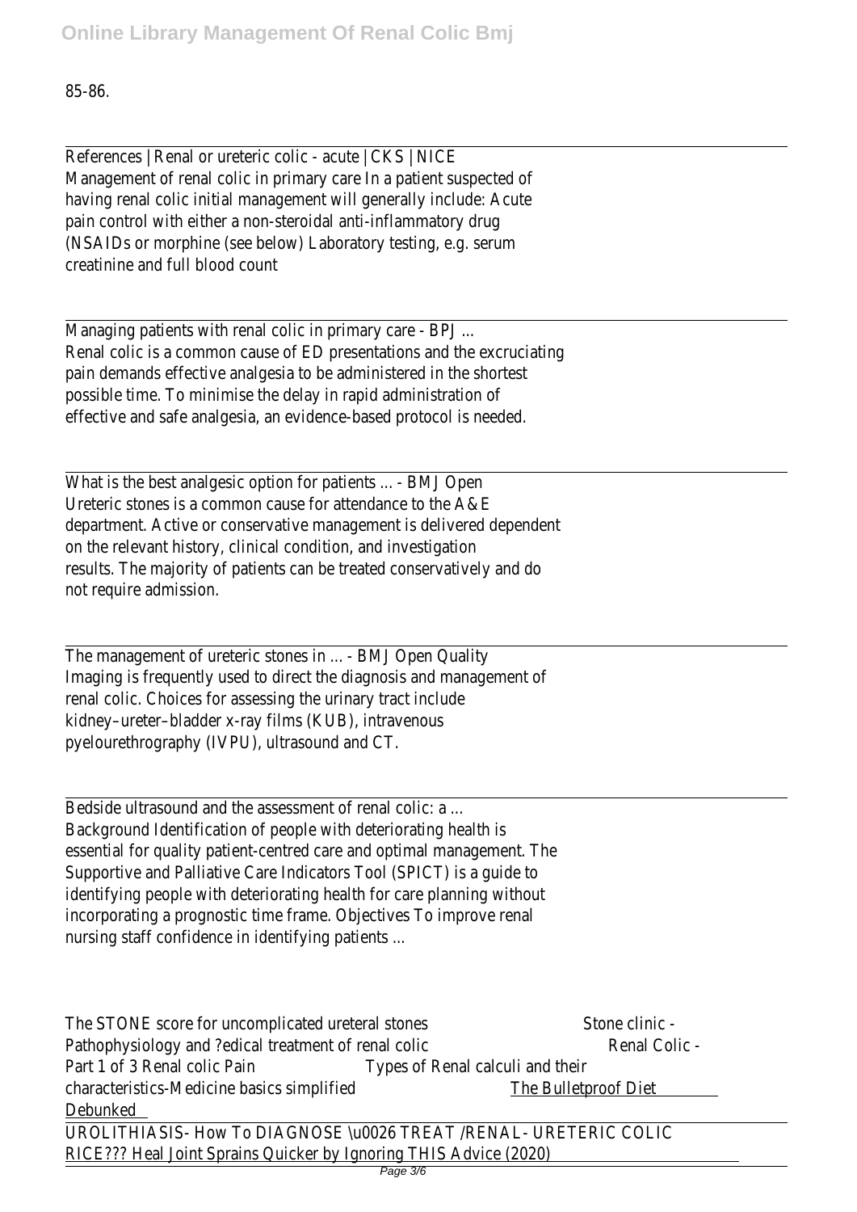85-86.

---

References | Renal or ureteric colic - acute | CKS | NICE
Management of renal colic in primary care In a patient suspected of having renal colic initial management will generally include: Acute pain control with either a non-steroidal anti-inflammatory drug (NSAIDs or morphine (see below) Laboratory testing, e.g. serum creatinine and full blood count

---

Managing patients with renal colic in primary care - BPJ ...
Renal colic is a common cause of ED presentations and the excruciating pain demands effective analgesia to be administered in the shortest possible time. To minimise the delay in rapid administration of effective and safe analgesia, an evidence-based protocol is needed.

---

What is the best analgesic option for patients ... - BMJ Open
Ureteric stones is a common cause for attendance to the A&E department. Active or conservative management is delivered dependent on the relevant history, clinical condition, and investigation results. The majority of patients can be treated conservatively and do not require admission.

---

The management of ureteric stones in ... - BMJ Open Quality
Imaging is frequently used to direct the diagnosis and management of renal colic. Choices for assessing the urinary tract include kidney–ureter–bladder x-ray films (KUB), intravenous pyelourethrography (IVPU), ultrasound and CT.

---

Bedside ultrasound and the assessment of renal colic: a ...
Background Identification of people with deteriorating health is essential for quality patient-centred care and optimal management. The Supportive and Palliative Care Indicators Tool (SPICT) is a guide to identifying people with deteriorating health for care planning without incorporating a prognostic time frame. Objectives To improve renal nursing staff confidence in identifying patients ...

---

The STONE score for uncomplicated ureteral stones Stone clinic - Pathophysiology and ?edical treatment of renal colic Renal Colic - Part 1 of 3 Renal colic Pain Types of Renal calculi and their characteristics-Medicine basics simplified The Bulletproof Diet Debunked

UROLITHIASIS- How To DIAGNOSE \u0026 TREAT /RENAL- URETERIC COLIC
RICE??? Heal Joint Sprains Quicker by Ignoring THIS Advice (2020)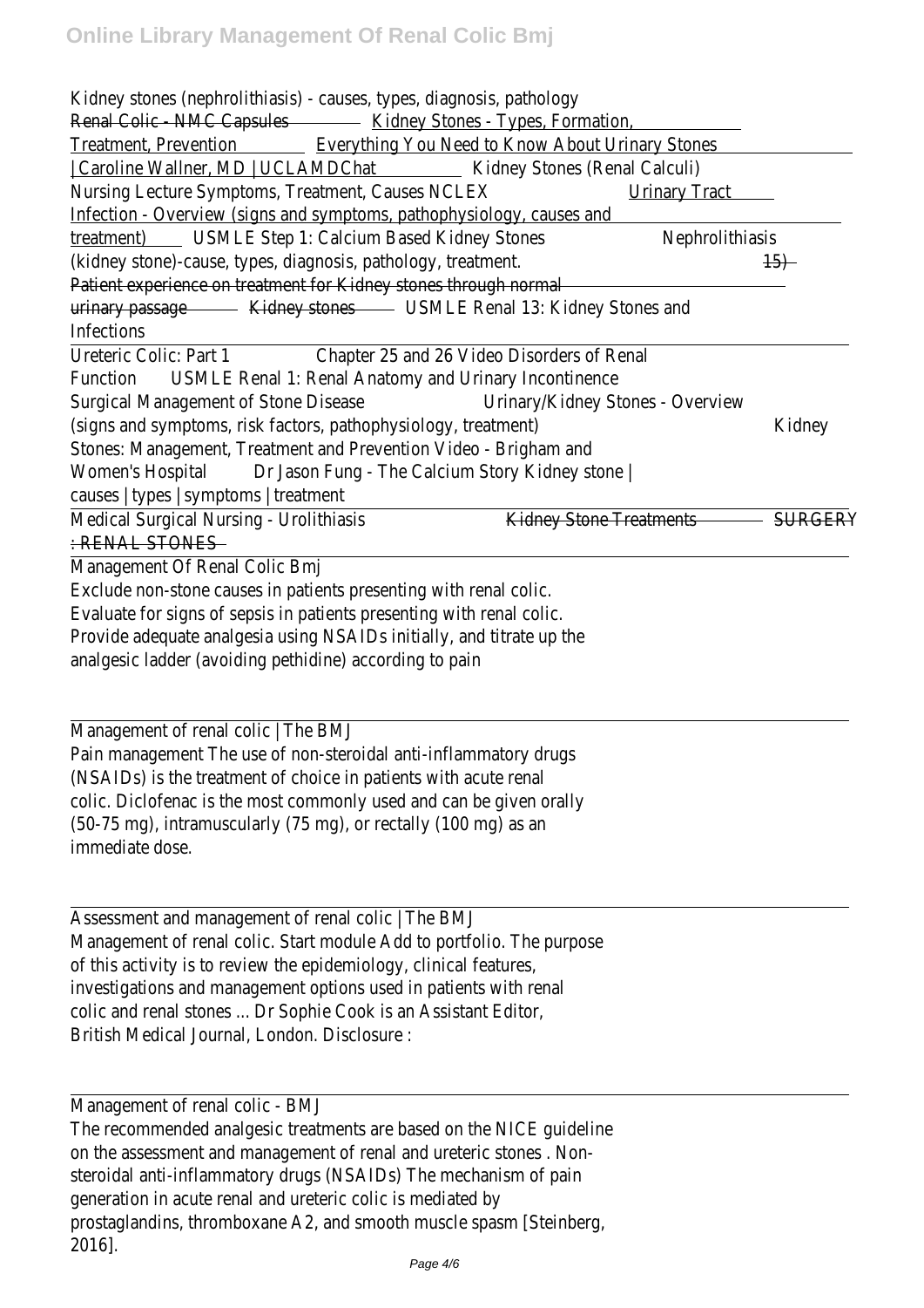Kidney stones (nephrolithiasis) - causes, types, diagnosis, pathology Renal Colic - NMC Capsules Kidney Stones - Types, Formation, Treatment, Prevention Everything You Need to Know About Urinary Stones | Caroline Wallner, MD | UCLAMDChat Kidney Stones (Renal Calculi) Nursing Lecture Symptoms, Treatment, Causes NCLEX Urinary Tract Infection - Overview (signs and symptoms, pathophysiology, causes and treatment) USMLE Step 1: Calcium Based Kidney Stones Nephrolithiasis (kidney stone)-cause, types, diagnosis, pathology, treatment. 15) Patient experience on treatment for Kidney stones through normal urinary passage Kidney stones USMLE Renal 13: Kidney Stones and Infections

Ureteric Colic: Part 1 Chapter 25 and 26 Video Disorders of Renal Function USMLE Renal 1: Renal Anatomy and Urinary Incontinence Surgical Management of Stone Disease Urinary/Kidney Stones - Overview (signs and symptoms, risk factors, pathophysiology, treatment) Kidney Stones: Management, Treatment and Prevention Video - Brigham and Women's Hospital Dr Jason Fung - The Calcium Story Kidney stone | causes | types | symptoms | treatment

Medical Surgical Nursing - Urolithiasis Kidney Stone Treatments SURGERY : RENAL STONES

Management Of Renal Colic Bmj

Exclude non-stone causes in patients presenting with renal colic. Evaluate for signs of sepsis in patients presenting with renal colic. Provide adequate analgesia using NSAIDs initially, and titrate up the analgesic ladder (avoiding pethidine) according to pain

Management of renal colic | The BMJ

Pain management The use of non-steroidal anti-inflammatory drugs (NSAIDs) is the treatment of choice in patients with acute renal colic. Diclofenac is the most commonly used and can be given orally (50-75 mg), intramuscularly (75 mg), or rectally (100 mg) as an immediate dose.

Assessment and management of renal colic | The BMJ

Management of renal colic. Start module Add to portfolio. The purpose of this activity is to review the epidemiology, clinical features, investigations and management options used in patients with renal colic and renal stones ... Dr Sophie Cook is an Assistant Editor, British Medical Journal, London. Disclosure :

Management of renal colic - BMJ

The recommended analgesic treatments are based on the NICE guideline on the assessment and management of renal and ureteric stones . Non-steroidal anti-inflammatory drugs (NSAIDs) The mechanism of pain generation in acute renal and ureteric colic is mediated by prostaglandins, thromboxane A2, and smooth muscle spasm [Steinberg, 2016].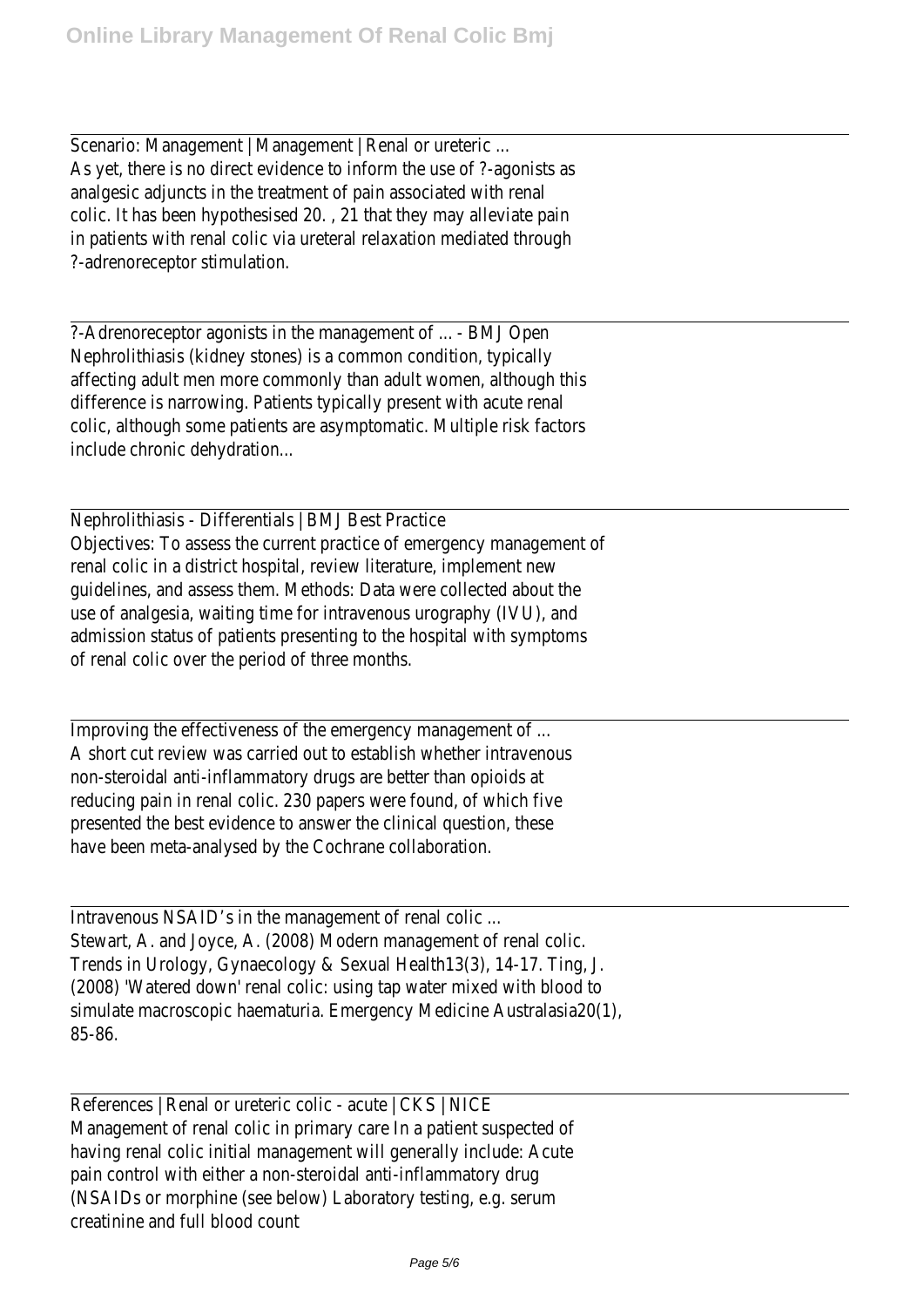Scenario: Management | Management | Renal or ureteric ...
As yet, there is no direct evidence to inform the use of ?-agonists as analgesic adjuncts in the treatment of pain associated with renal colic. It has been hypothesised 20. , 21 that they may alleviate pain in patients with renal colic via ureteral relaxation mediated through ?-adrenoreceptor stimulation.

?-Adrenoreceptor agonists in the management of ... - BMJ Open
Nephrolithiasis (kidney stones) is a common condition, typically affecting adult men more commonly than adult women, although this difference is narrowing. Patients typically present with acute renal colic, although some patients are asymptomatic. Multiple risk factors include chronic dehydration...

Nephrolithiasis - Differentials | BMJ Best Practice
Objectives: To assess the current practice of emergency management of renal colic in a district hospital, review literature, implement new guidelines, and assess them. Methods: Data were collected about the use of analgesia, waiting time for intravenous urography (IVU), and admission status of patients presenting to the hospital with symptoms of renal colic over the period of three months.

Improving the effectiveness of the emergency management of ...
A short cut review was carried out to establish whether intravenous non-steroidal anti-inflammatory drugs are better than opioids at reducing pain in renal colic. 230 papers were found, of which five presented the best evidence to answer the clinical question, these have been meta-analysed by the Cochrane collaboration.

Intravenous NSAID's in the management of renal colic ...
Stewart, A. and Joyce, A. (2008) Modern management of renal colic. Trends in Urology, Gynaecology & Sexual Health13(3), 14-17. Ting, J. (2008) 'Watered down' renal colic: using tap water mixed with blood to simulate macroscopic haematuria. Emergency Medicine Australasia20(1), 85-86.

References | Renal or ureteric colic - acute | CKS | NICE
Management of renal colic in primary care In a patient suspected of having renal colic initial management will generally include: Acute pain control with either a non-steroidal anti-inflammatory drug (NSAIDs or morphine (see below) Laboratory testing, e.g. serum creatinine and full blood count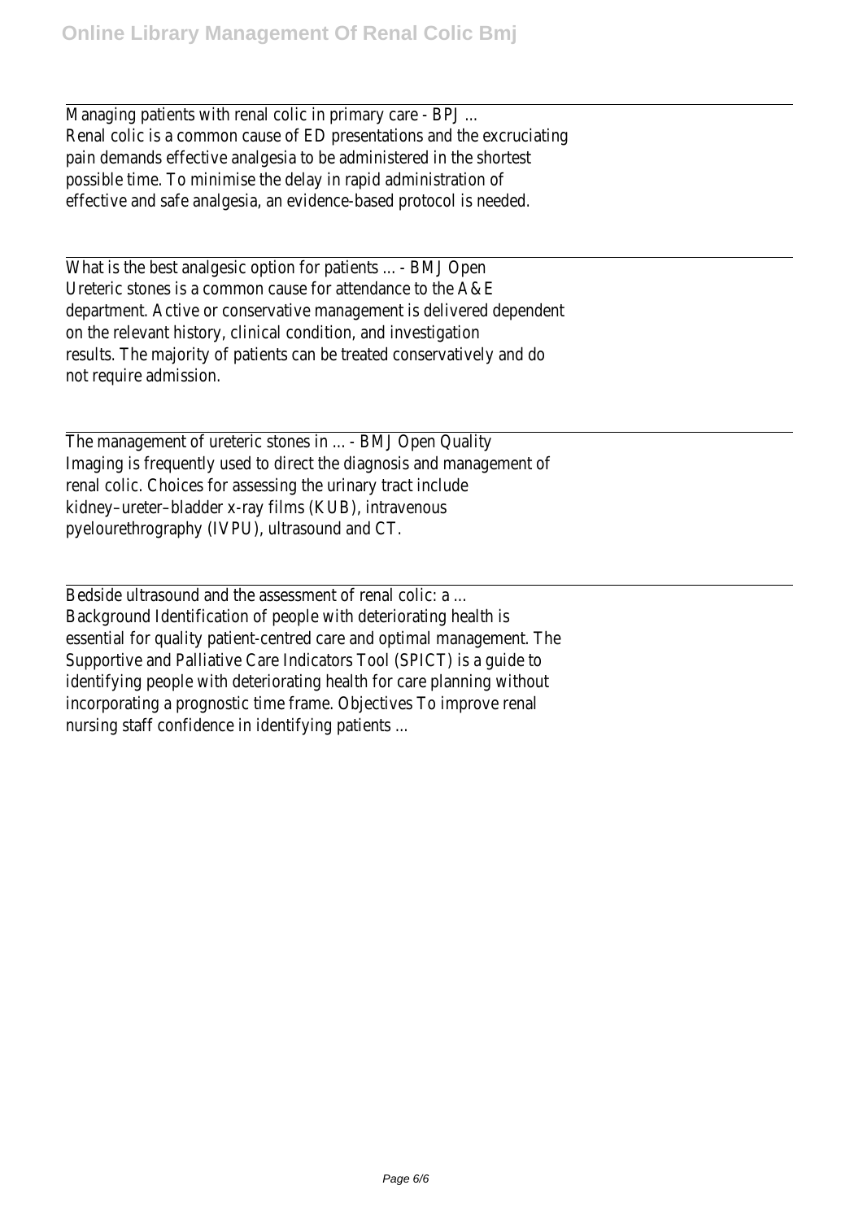Managing patients with renal colic in primary care - BPJ ...
Renal colic is a common cause of ED presentations and the excruciating pain demands effective analgesia to be administered in the shortest possible time. To minimise the delay in rapid administration of effective and safe analgesia, an evidence-based protocol is needed.

What is the best analgesic option for patients ... - BMJ Open
Ureteric stones is a common cause for attendance to the A&E department. Active or conservative management is delivered dependent on the relevant history, clinical condition, and investigation results. The majority of patients can be treated conservatively and do not require admission.

The management of ureteric stones in ... - BMJ Open Quality
Imaging is frequently used to direct the diagnosis and management of renal colic. Choices for assessing the urinary tract include kidney–ureter–bladder x-ray films (KUB), intravenous pyelourethrography (IVPU), ultrasound and CT.

Bedside ultrasound and the assessment of renal colic: a ...
Background Identification of people with deteriorating health is essential for quality patient-centred care and optimal management. The Supportive and Palliative Care Indicators Tool (SPICT) is a guide to identifying people with deteriorating health for care planning without incorporating a prognostic time frame. Objectives To improve renal nursing staff confidence in identifying patients ...